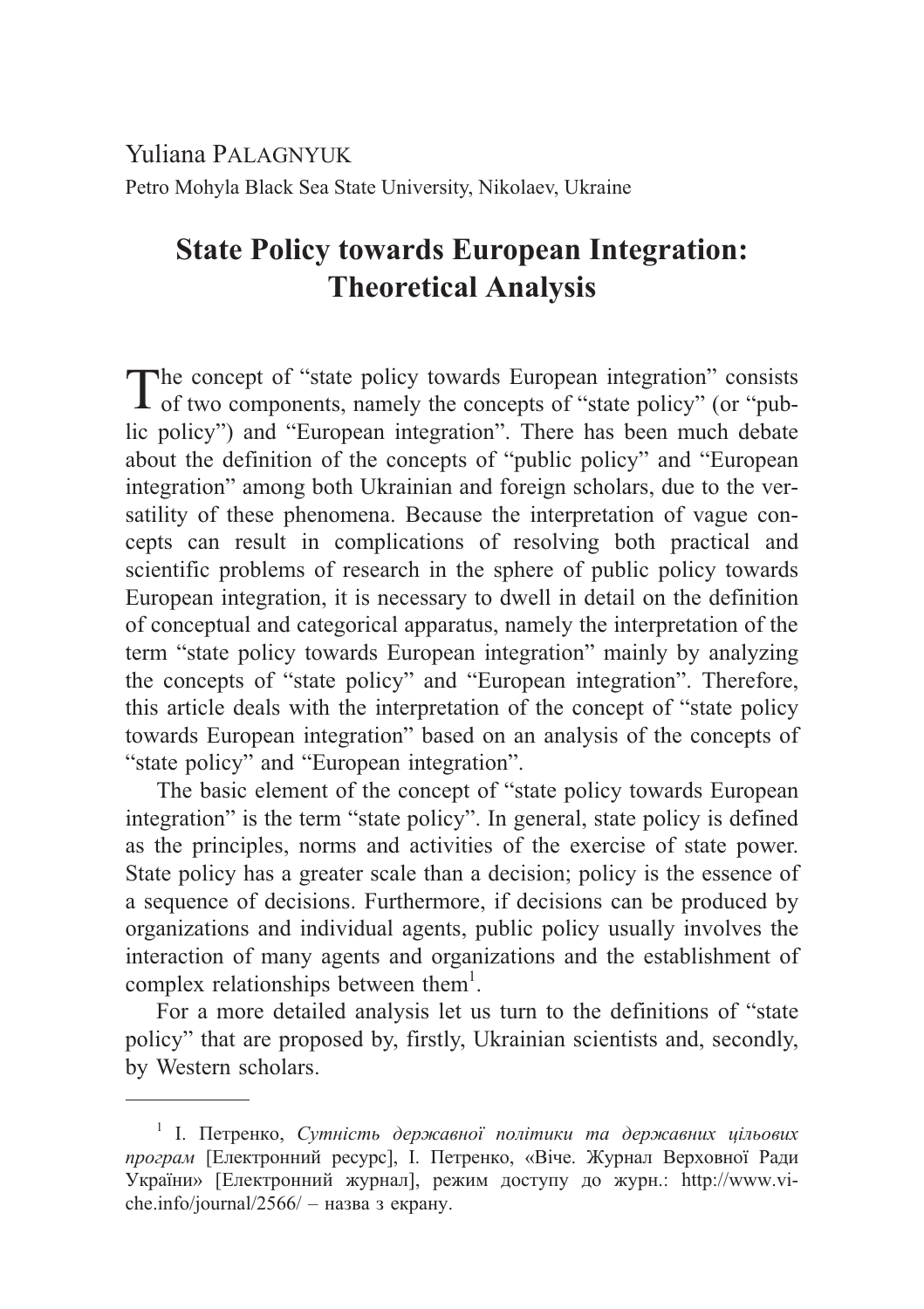Yuliana Palagnyuk

Petro Mohyla Black Sea State University, Nikolaev, Ukraine

# State Policy towards European Integration: Theoretical Analysis

The concept of "state policy towards European integration" consists of two components, namely the concepts of "state policy" (or "public policy") and "European integration". There has been much debate about the definition of the concepts of "public policy" and "European integration" among both Ukrainian and foreign scholars, due to the versatility of these phenomena. Because the interpretation of vague concepts can result in complications of resolving both practical and scientific problems of research in the sphere of public policy towards European integration, it is necessary to dwell in detail on the definition of conceptual and categorical apparatus, namely the interpretation of the term "state policy towards European integration" mainly by analyzing the concepts of "state policy" and "European integration". Therefore, this article deals with the interpretation of the concept of "state policy towards European integration" based on an analysis of the concepts of "state policy" and "European integration".

The basic element of the concept of "state policy towards European integration" is the term "state policy". In general, state policy is defined as the principles, norms and activities of the exercise of state power. State policy has a greater scale than a decision; policy is the essence of a sequence of decisions. Furthermore, if decisions can be produced by organizations and individual agents, public policy usually involves the interaction of many agents and organizations and the establishment of complex relationships between them[1].

For a more detailed analysis let us turn to the definitions of "state policy" that are proposed by, firstly, Ukrainian scientists and, secondly, by Western scholars.

---

[1] І. Петренко, *Сутність державної політики та державних цільових програм* [Електронний ресурс], І. Петренко, «Віче. Журнал Верховної Ради України» [Електронний журнал], режим доступу до журн.: http://www.viche.info/journal/2566/ – назва з екрану.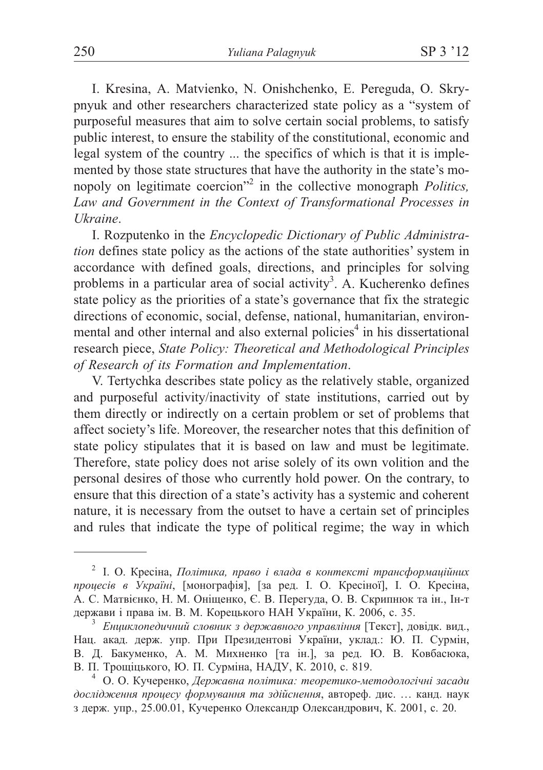I. Kresina, A. Matvienko, N. Onishchenko, E. Pereguda, O. Skrypnyuk and other researchers characterized state policy as a "system of purposeful measures that aim to solve certain social problems, to satisfy public interest, to ensure the stability of the constitutional, economic and legal system of the country ... the specifics of which is that it is implemented by those state structures that have the authority in the state's monopoly on legitimate coercion"[2] in the collective monograph *Politics, Law and Government in the Context of Transformational Processes in Ukraine*.

I. Rozputenko in the *Encyclopedic Dictionary of Public Administration* defines state policy as the actions of the state authorities' system in accordance with defined goals, directions, and principles for solving problems in a particular area of social activity[3]. A. Kucherenko defines state policy as the priorities of a state's governance that fix the strategic directions of economic, social, defense, national, humanitarian, environmental and other internal and also external policies[4] in his dissertational research piece, *State Policy: Theoretical and Methodological Principles of Research of its Formation and Implementation*.

V. Tertychka describes state policy as the relatively stable, organized and purposeful activity/inactivity of state institutions, carried out by them directly or indirectly on a certain problem or set of problems that affect society's life. Moreover, the researcher notes that this definition of state policy stipulates that it is based on law and must be legitimate. Therefore, state policy does not arise solely of its own volition and the personal desires of those who currently hold power. On the contrary, to ensure that this direction of a state's activity has a systemic and coherent nature, it is necessary from the outset to have a certain set of principles and rules that indicate the type of political regime; the way in which

---

[2] І. О. Кресіна, *Політика, право і влада в контексті трансформаційних процесів в Україні*, [монографія], [за ред. І. О. Кресіної], І. О. Кресіна, А. С. Матвієнко, Н. М. Оніщенко, Є. В. Перегуда, О. В. Скрипнюк та ін., Ін-т держави і права ім. В. М. Корецького НАН України, К. 2006, с. 35.

[3] *Енциклопедичний словник з державного управління* [Текст], довідк. вид., Нац. акад. держ. упр. При Президентові України, уклад.: Ю. П. Сурмін, В. Д. Бакуменко, А. М. Михненко [та ін.], за ред. Ю. В. Ковбасюка, В. П. Трощіцького, Ю. П. Сурміна, НАДУ, К. 2010, с. 819.

[4] О. О. Кучеренко, *Державна політика: теоретико-методологічні засади дослідження процесу формування та здійснення*, автореф. дис. … канд. наук з держ. упр., 25.00.01, Кучеренко Олександр Олександрович, К. 2001, с. 20.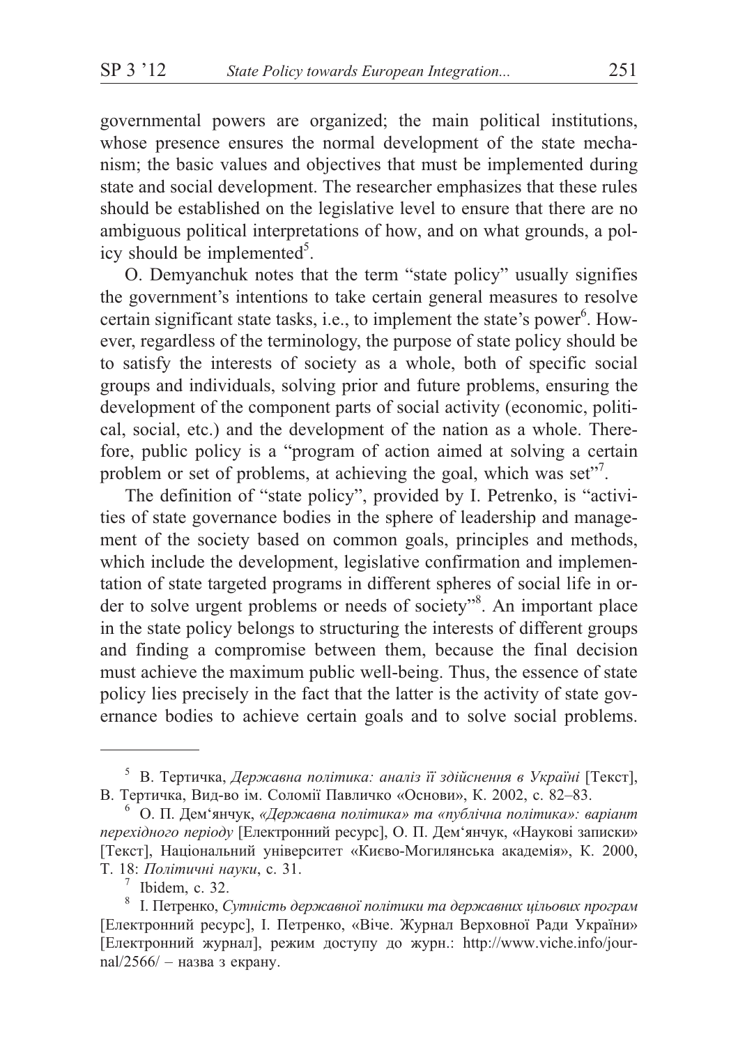governmental powers are organized; the main political institutions, whose presence ensures the normal development of the state mechanism; the basic values and objectives that must be implemented during state and social development. The researcher emphasizes that these rules should be established on the legislative level to ensure that there are no ambiguous political interpretations of how, and on what grounds, a policy should be implemented[5].

O. Demyanchuk notes that the term "state policy" usually signifies the government's intentions to take certain general measures to resolve certain significant state tasks, i.e., to implement the state's power[6]. However, regardless of the terminology, the purpose of state policy should be to satisfy the interests of society as a whole, both of specific social groups and individuals, solving prior and future problems, ensuring the development of the component parts of social activity (economic, political, social, etc.) and the development of the nation as a whole. Therefore, public policy is a "program of action aimed at solving a certain problem or set of problems, at achieving the goal, which was set"[7].

The definition of "state policy", provided by I. Petrenko, is "activities of state governance bodies in the sphere of leadership and management of the society based on common goals, principles and methods, which include the development, legislative confirmation and implementation of state targeted programs in different spheres of social life in order to solve urgent problems or needs of society"[8]. An important place in the state policy belongs to structuring the interests of different groups and finding a compromise between them, because the final decision must achieve the maximum public well-being. Thus, the essence of state policy lies precisely in the fact that the latter is the activity of state governance bodies to achieve certain goals and to solve social problems.

---

[5] В. Тертичка, *Державна політика: аналіз її здійснення в Україні* [Текст], В. Тертичка, Вид-во ім. Соломії Павличко «Основи», К. 2002, с. 82–83.

[6] О. П. Дем'янчук, *«Державна політика» та «публічна політика»: варіант перехідного періоду* [Електронний ресурс], О. П. Дем'янчук, «Наукові записки» [Текст], Національний університет «Києво-Могилянська академія», К. 2000, Т. 18: *Політичні науки*, с. 31.

[7] Ibidem, с. 32.

[8] І. Петренко, *Сутність державної політики та державних цільових програм* [Електронний ресурс], І. Петренко, «Віче. Журнал Верховної Ради України» [Електронний журнал], режим доступу до журн.: http://www.viche.info/journal/2566/ – назва з екрану.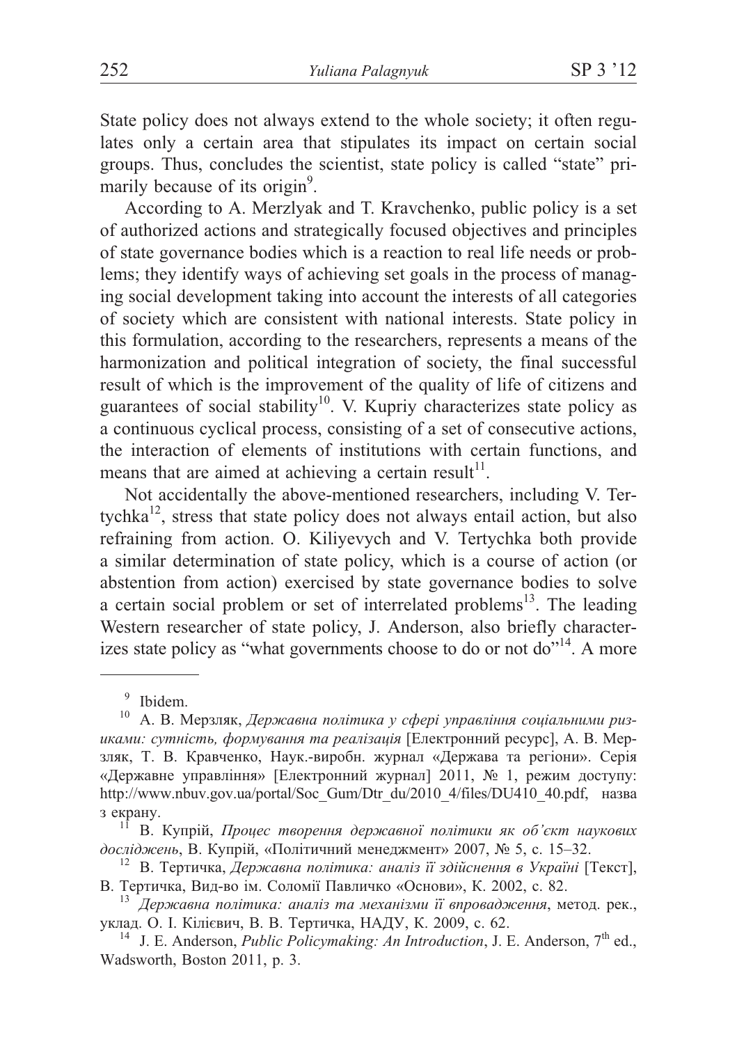State policy does not always extend to the whole society; it often regulates only a certain area that stipulates its impact on certain social groups. Thus, concludes the scientist, state policy is called "state" primarily because of its origin[9].

According to A. Merzlyak and T. Kravchenko, public policy is a set of authorized actions and strategically focused objectives and principles of state governance bodies which is a reaction to real life needs or problems; they identify ways of achieving set goals in the process of managing social development taking into account the interests of all categories of society which are consistent with national interests. State policy in this formulation, according to the researchers, represents a means of the harmonization and political integration of society, the final successful result of which is the improvement of the quality of life of citizens and guarantees of social stability[10]. V. Kupriy characterizes state policy as a continuous cyclical process, consisting of a set of consecutive actions, the interaction of elements of institutions with certain functions, and means that are aimed at achieving a certain result[11].

Not accidentally the above-mentioned researchers, including V. Tertychka[12], stress that state policy does not always entail action, but also refraining from action. O. Kiliyevych and V. Tertychka both provide a similar determination of state policy, which is a course of action (or abstention from action) exercised by state governance bodies to solve a certain social problem or set of interrelated problems[13]. The leading Western researcher of state policy, J. Anderson, also briefly characterizes state policy as "what governments choose to do or not do"[14]. A more

---

[9] Ibidem.

[10] А. В. Мерзляк, *Державна політика у сфері управління соціальними ризиками: сутність, формування та реалізація* [Електронний ресурс], А. В. Мерзляк, Т. В. Кравченко, Наук.-виробн. журнал «Держава та регіони». Серія «Державне управління» [Електронний журнал] 2011, № 1, режим доступу: http://www.nbuv.gov.ua/portal/Soc_Gum/Dtr_du/2010_4/files/DU410_40.pdf, назва з екрану.

[11] В. Купрій, *Процес творення державної політики як об'єкт наукових досліджень*, В. Купрій, «Політичний менеджмент» 2007, № 5, с. 15–32.

[12] В. Тертичка, *Державна політика: аналіз її здійснення в Україні* [Текст], В. Тертичка, Вид-во ім. Соломії Павличко «Основи», К. 2002, с. 82.

[13] *Державна політика: аналіз та механізми її впровадження*, метод. рек., уклад. О. І. Кілієвич, В. В. Тертичка, НАДУ, К. 2009, с. 62.

[14] J. E. Anderson, *Public Policymaking: An Introduction*, J. E. Anderson, 7th ed., Wadsworth, Boston 2011, p. 3.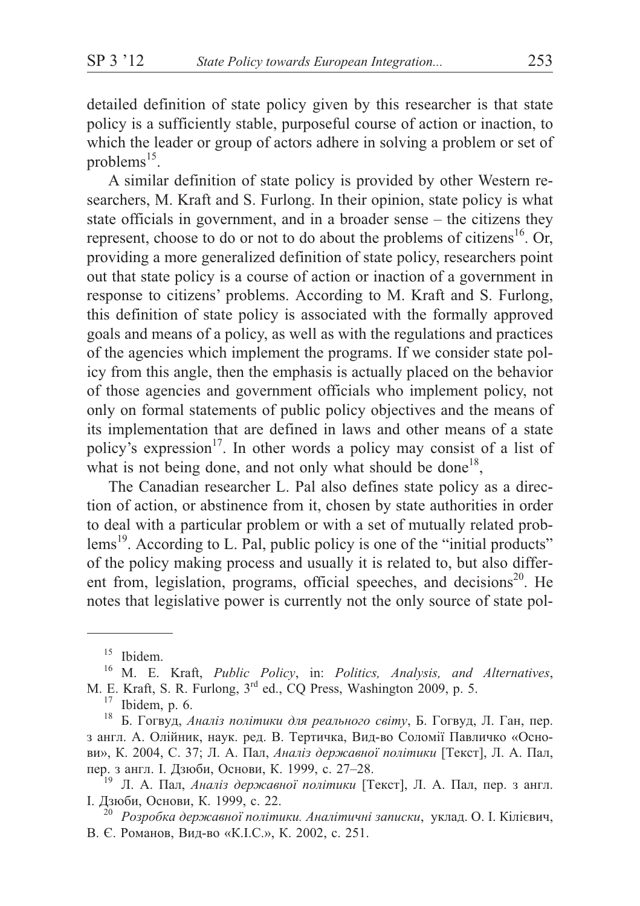detailed definition of state policy given by this researcher is that state policy is a sufficiently stable, purposeful course of action or inaction, to which the leader or group of actors adhere in solving a problem or set of problems[15].

A similar definition of state policy is provided by other Western researchers, M. Kraft and S. Furlong. In their opinion, state policy is what state officials in government, and in a broader sense – the citizens they represent, choose to do or not to do about the problems of citizens[16]. Or, providing a more generalized definition of state policy, researchers point out that state policy is a course of action or inaction of a government in response to citizens' problems. According to M. Kraft and S. Furlong, this definition of state policy is associated with the formally approved goals and means of a policy, as well as with the regulations and practices of the agencies which implement the programs. If we consider state policy from this angle, then the emphasis is actually placed on the behavior of those agencies and government officials who implement policy, not only on formal statements of public policy objectives and the means of its implementation that are defined in laws and other means of a state policy's expression[17]. In other words a policy may consist of a list of what is not being done, and not only what should be done[18],

The Canadian researcher L. Pal also defines state policy as a direction of action, or abstinence from it, chosen by state authorities in order to deal with a particular problem or with a set of mutually related problems[19]. According to L. Pal, public policy is one of the "initial products" of the policy making process and usually it is related to, but also different from, legislation, programs, official speeches, and decisions[20]. He notes that legislative power is currently not the only source of state pol-

---

[15] Ibidem.

[16] M. E. Kraft, *Public Policy*, in: *Politics, Analysis, and Alternatives*, M. E. Kraft, S. R. Furlong, 3rd ed., CQ Press, Washington 2009, p. 5.

[17] Ibidem, p. 6.

[18] Б. Гогвуд, *Аналіз політики для реального світу*, Б. Гогвуд, Л. Ган, пер. з англ. А. Олійник, наук. ред. В. Тертичка, Вид-во Соломії Павличко «Основи», К. 2004, С. 37; Л. А. Пал, *Аналіз державної політики* [Текст], Л. А. Пал, пер. з англ. І. Дзюби, Основи, К. 1999, с. 27–28.

[19] Л. А. Пал, *Аналіз державної політики* [Текст], Л. А. Пал, пер. з англ. І. Дзюби, Основи, К. 1999, с. 22.

[20] *Розробка державної політики. Аналітичні записки*, уклад. О. І. Кілієвич, В. Є. Романов, Вид-во «К.І.С.», К. 2002, с. 251.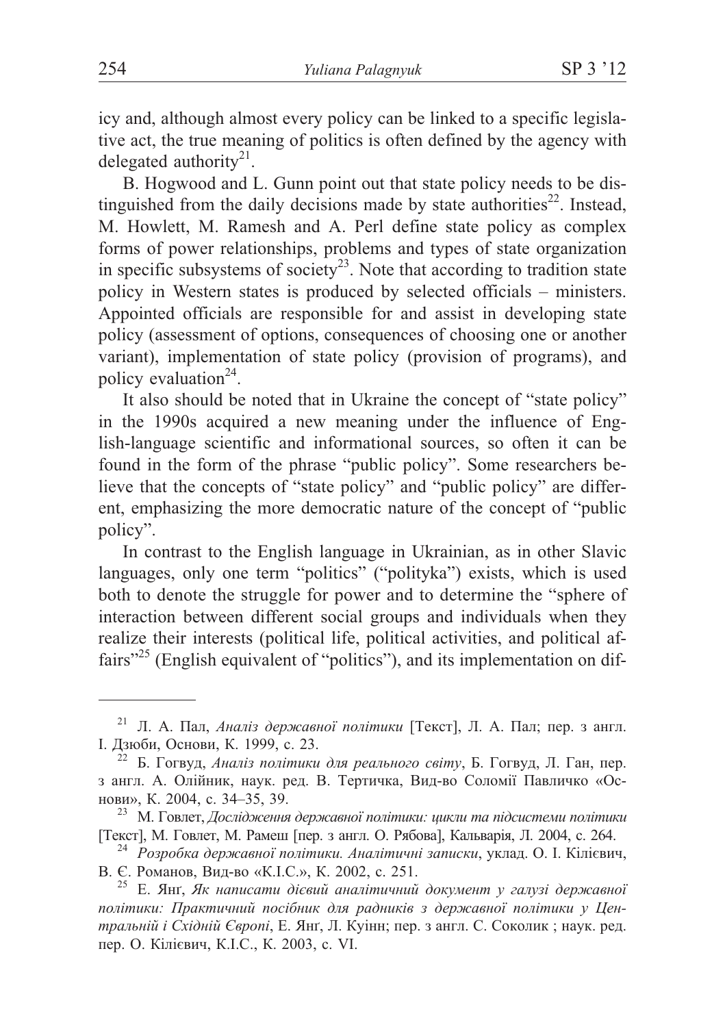icy and, although almost every policy can be linked to a specific legislative act, the true meaning of politics is often defined by the agency with delegated authority[21].

B. Hogwood and L. Gunn point out that state policy needs to be distinguished from the daily decisions made by state authorities[22]. Instead, M. Howlett, M. Ramesh and A. Perl define state policy as complex forms of power relationships, problems and types of state organization in specific subsystems of society[23]. Note that according to tradition state policy in Western states is produced by selected officials – ministers. Appointed officials are responsible for and assist in developing state policy (assessment of options, consequences of choosing one or another variant), implementation of state policy (provision of programs), and policy evaluation[24].

It also should be noted that in Ukraine the concept of "state policy" in the 1990s acquired a new meaning under the influence of English-language scientific and informational sources, so often it can be found in the form of the phrase "public policy". Some researchers believe that the concepts of "state policy" and "public policy" are different, emphasizing the more democratic nature of the concept of "public policy".

In contrast to the English language in Ukrainian, as in other Slavic languages, only one term "politics" ("polityka") exists, which is used both to denote the struggle for power and to determine the "sphere of interaction between different social groups and individuals when they realize their interests (political life, political activities, and political affairs"[25] (English equivalent of "politics"), and its implementation on dif-

---

[21] Л. А. Пал, *Аналіз державної політики* [Текст], Л. А. Пал; пер. з англ. І. Дзюби, Основи, К. 1999, с. 23.

[22] Б. Гогвуд, *Аналіз політики для реального світу*, Б. Гогвуд, Л. Ган, пер. з англ. А. Олійник, наук. ред. В. Тертичка, Вид-во Соломії Павличко «Основи», К. 2004, с. 34–35, 39.

[23] М. Говлет, *Дослідження державної політики: цикли та підсистеми політики* [Текст], М. Говлет, М. Рамеш [пер. з англ. О. Рябова], Кальварія, Л. 2004, с. 264.

[24] *Розробка державної політики. Аналітичні записки*, уклад. О. І. Кілієвич, В. Є. Романов, Вид-во «К.І.С.», К. 2002, с. 251.

[25] Е. Янґ, *Як написати дієвий аналітичний документ у галузі державної політики: Практичний посібник для радників з державної політики у Центральній і Східній Європі*, Е. Янґ, Л. Куінн; пер. з англ. С. Соколик ; наук. ред. пер. О. Кілієвич, К.І.С., К. 2003, с. VI.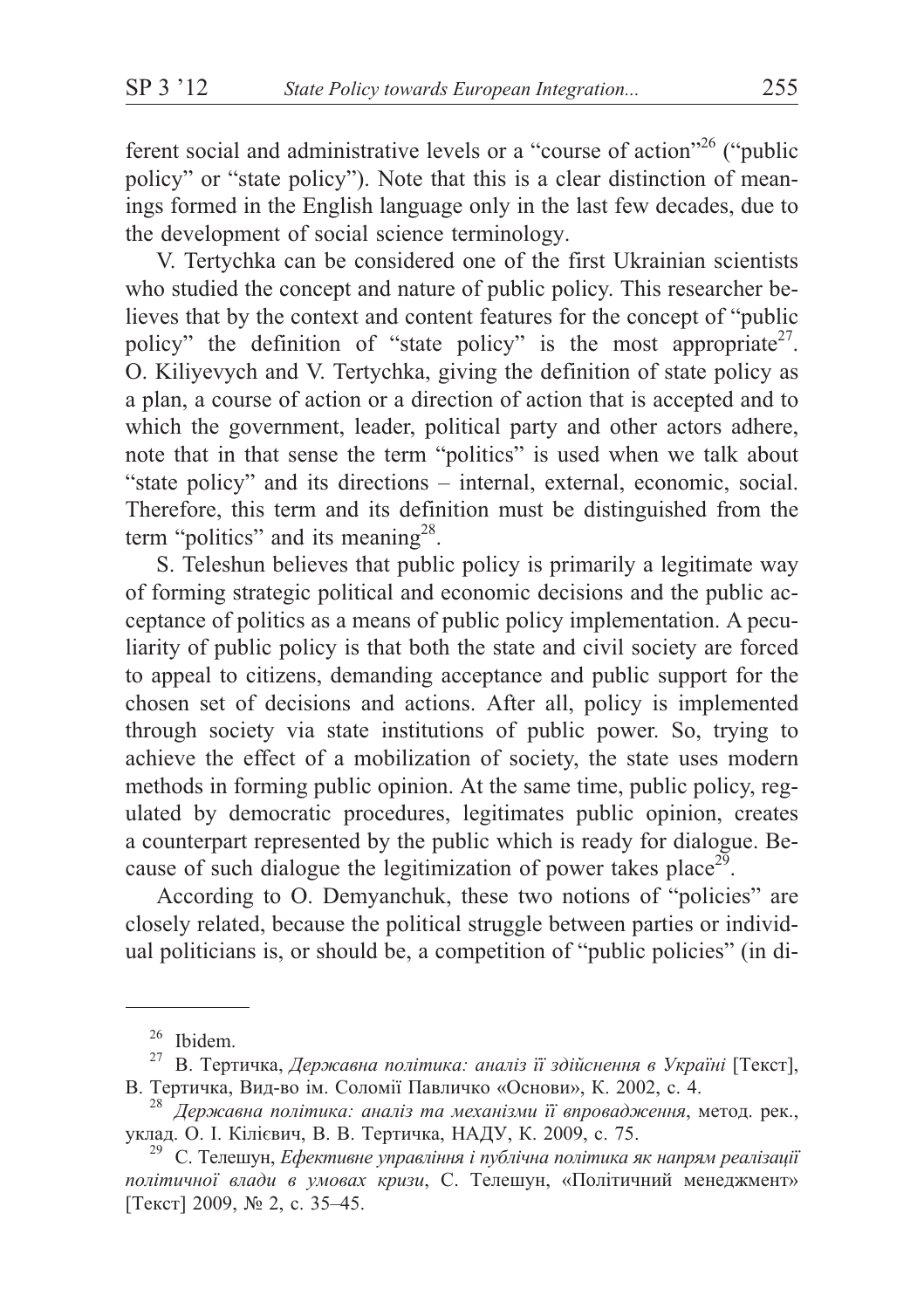ferent social and administrative levels or a "course of action"[26] ("public policy" or "state policy"). Note that this is a clear distinction of meanings formed in the English language only in the last few decades, due to the development of social science terminology.

V. Tertychka can be considered one of the first Ukrainian scientists who studied the concept and nature of public policy. This researcher believes that by the context and content features for the concept of "public policy" the definition of "state policy" is the most appropriate[27]. O. Kiliyevych and V. Tertychka, giving the definition of state policy as a plan, a course of action or a direction of action that is accepted and to which the government, leader, political party and other actors adhere, note that in that sense the term "politics" is used when we talk about "state policy" and its directions – internal, external, economic, social. Therefore, this term and its definition must be distinguished from the term "politics" and its meaning[28].

S. Teleshun believes that public policy is primarily a legitimate way of forming strategic political and economic decisions and the public acceptance of politics as a means of public policy implementation. A peculiarity of public policy is that both the state and civil society are forced to appeal to citizens, demanding acceptance and public support for the chosen set of decisions and actions. After all, policy is implemented through society via state institutions of public power. So, trying to achieve the effect of a mobilization of society, the state uses modern methods in forming public opinion. At the same time, public policy, regulated by democratic procedures, legitimates public opinion, creates a counterpart represented by the public which is ready for dialogue. Because of such dialogue the legitimization of power takes place[29].

According to O. Demyanchuk, these two notions of "policies" are closely related, because the political struggle between parties or individual politicians is, or should be, a competition of "public policies" (in di-

---

[26] Ibidem.

[27] В. Тертичка, *Державна політика: аналіз її здійснення в Україні* [Текст], В. Тертичка, Вид-во ім. Соломії Павличко «Основи», К. 2002, с. 4.

[28] *Державна політика: аналіз та механізми її впровадження*, метод. рек., уклад. О. І. Кілієвич, В. В. Тертичка, НАДУ, К. 2009, с. 75.

[29] С. Телешун, *Ефективне управління і публічна політика як напрям реалізації політичної влади в умовах кризи*, С. Телешун, «Політичний менеджмент» [Текст] 2009, № 2, с. 35–45.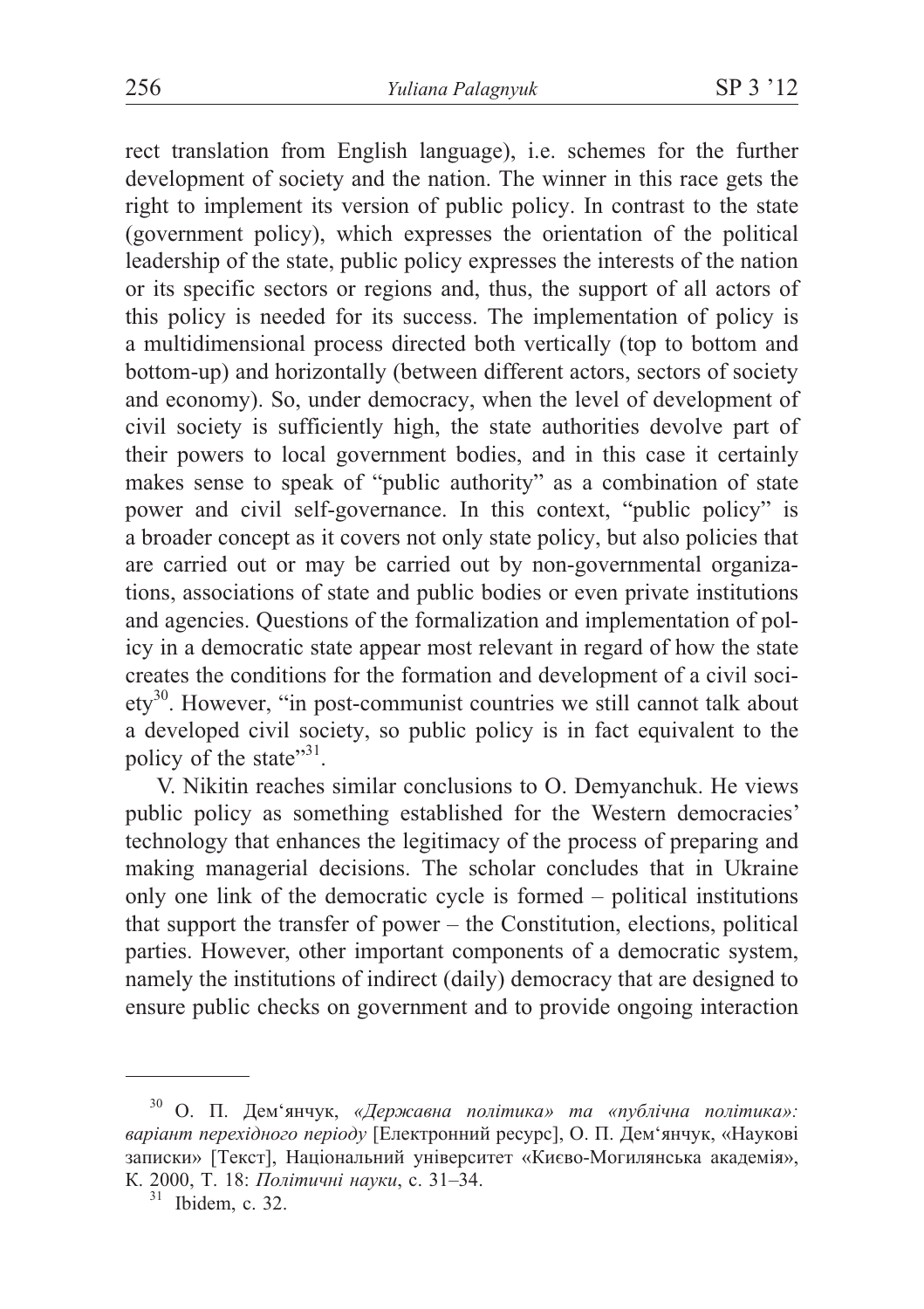rect translation from English language), i.e. schemes for the further development of society and the nation. The winner in this race gets the right to implement its version of public policy. In contrast to the state (government policy), which expresses the orientation of the political leadership of the state, public policy expresses the interests of the nation or its specific sectors or regions and, thus, the support of all actors of this policy is needed for its success. The implementation of policy is a multidimensional process directed both vertically (top to bottom and bottom-up) and horizontally (between different actors, sectors of society and economy). So, under democracy, when the level of development of civil society is sufficiently high, the state authorities devolve part of their powers to local government bodies, and in this case it certainly makes sense to speak of "public authority" as a combination of state power and civil self-governance. In this context, "public policy" is a broader concept as it covers not only state policy, but also policies that are carried out or may be carried out by non-governmental organizations, associations of state and public bodies or even private institutions and agencies. Questions of the formalization and implementation of policy in a democratic state appear most relevant in regard of how the state creates the conditions for the formation and development of a civil society[30]. However, "in post-communist countries we still cannot talk about a developed civil society, so public policy is in fact equivalent to the policy of the state"[31].

V. Nikitin reaches similar conclusions to O. Demyanchuk. He views public policy as something established for the Western democracies' technology that enhances the legitimacy of the process of preparing and making managerial decisions. The scholar concludes that in Ukraine only one link of the democratic cycle is formed – political institutions that support the transfer of power – the Constitution, elections, political parties. However, other important components of a democratic system, namely the institutions of indirect (daily) democracy that are designed to ensure public checks on government and to provide ongoing interaction

---

[30] О. П. Дем'янчук, *«Державна політика» та «публічна політика»: варіант перехідного періоду* [Електронний ресурс], О. П. Дем'янчук, «Наукові записки» [Текст], Національний університет «Києво-Могилянська академія», К. 2000, Т. 18: *Політичні науки*, с. 31–34.

[31] Ibidem, с. 32.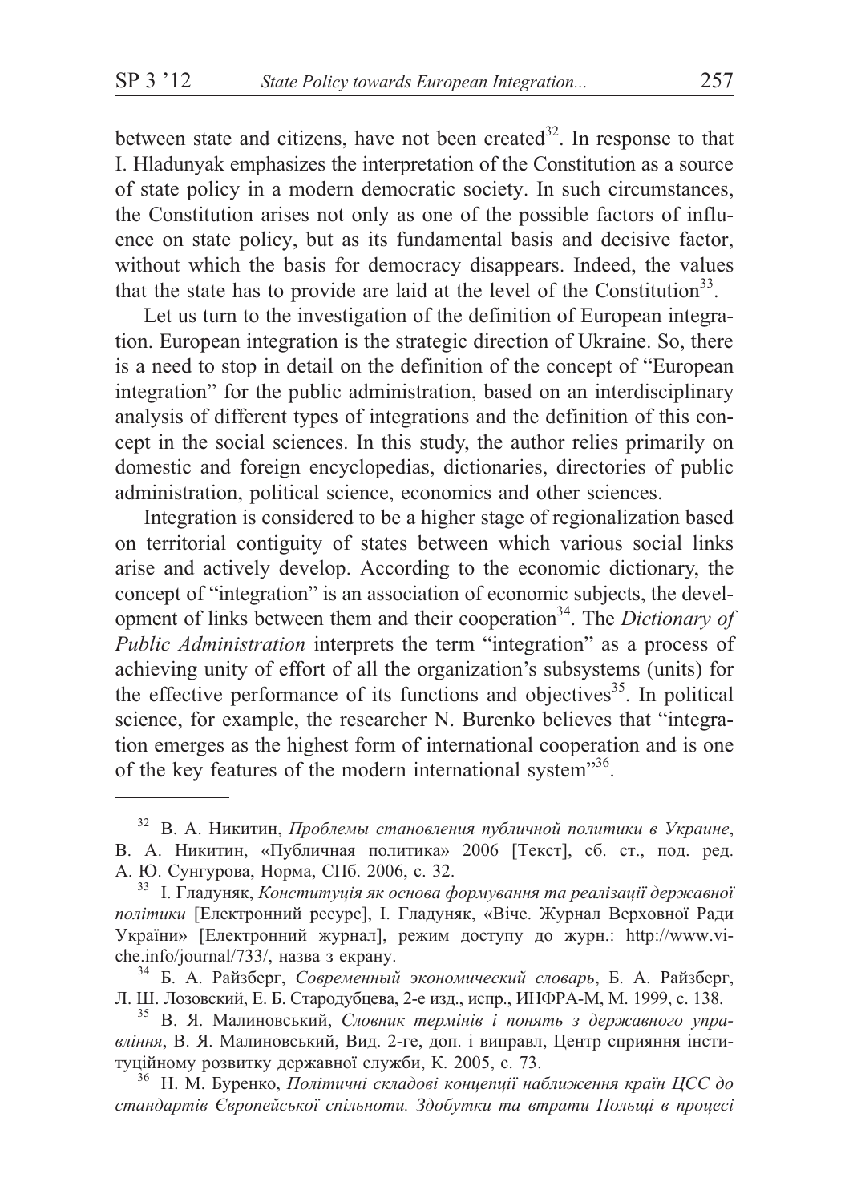between state and citizens, have not been created[32]. In response to that I. Hladunyak emphasizes the interpretation of the Constitution as a source of state policy in a modern democratic society. In such circumstances, the Constitution arises not only as one of the possible factors of influence on state policy, but as its fundamental basis and decisive factor, without which the basis for democracy disappears. Indeed, the values that the state has to provide are laid at the level of the Constitution[33].

Let us turn to the investigation of the definition of European integration. European integration is the strategic direction of Ukraine. So, there is a need to stop in detail on the definition of the concept of "European integration" for the public administration, based on an interdisciplinary analysis of different types of integrations and the definition of this concept in the social sciences. In this study, the author relies primarily on domestic and foreign encyclopedias, dictionaries, directories of public administration, political science, economics and other sciences.

Integration is considered to be a higher stage of regionalization based on territorial contiguity of states between which various social links arise and actively develop. According to the economic dictionary, the concept of "integration" is an association of economic subjects, the development of links between them and their cooperation[34]. The *Dictionary of Public Administration* interprets the term "integration" as a process of achieving unity of effort of all the organization's subsystems (units) for the effective performance of its functions and objectives[35]. In political science, for example, the researcher N. Burenko believes that "integration emerges as the highest form of international cooperation and is one of the key features of the modern international system"[36].

---

[32] В. А. Никитин, *Проблемы становления публичной политики в Украине*, В. А. Никитин, «Публичная политика» 2006 [Текст], сб. ст., под. ред. А. Ю. Сунгурова, Норма, СПб. 2006, с. 32.

[33] І. Гладуняк, *Конституція як основа формування та реалізації державної політики* [Електронний ресурс], І. Гладуняк, «Віче. Журнал Верховної Ради України» [Електронний журнал], режим доступу до журн.: http://www.viche.info/journal/733/, назва з екрану.

[34] Б. А. Райзберг, *Современный экономический словарь*, Б. А. Райзберг, Л. Ш. Лозовский, Е. Б. Стародубцева, 2-е изд., испр., ИНФРА-М, М. 1999, с. 138.

[35] В. Я. Малиновський, *Словник термінів і понять з державного управління*, В. Я. Малиновський, Вид. 2-ге, доп. і виправл, Центр сприяння інституційному розвитку державної служби, К. 2005, с. 73.

[36] Н. М. Буренко, *Політичні складові концепції наближення країн ЦСЄ до стандартів Європейської спільноти. Здобутки та втрати Польщі в процесі*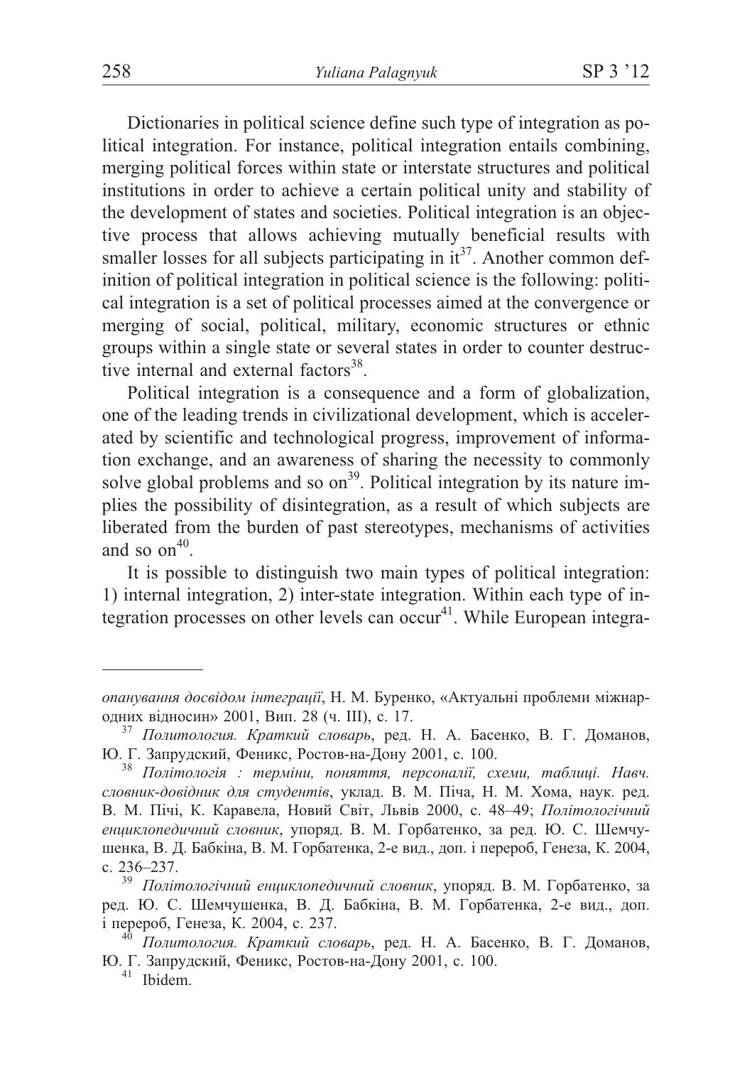Dictionaries in political science define such type of integration as political integration. For instance, political integration entails combining, merging political forces within state or interstate structures and political institutions in order to achieve a certain political unity and stability of the development of states and societies. Political integration is an objective process that allows achieving mutually beneficial results with smaller losses for all subjects participating in it[37]. Another common definition of political integration in political science is the following: political integration is a set of political processes aimed at the convergence or merging of social, political, military, economic structures or ethnic groups within a single state or several states in order to counter destructive internal and external factors[38].

Political integration is a consequence and a form of globalization, one of the leading trends in civilizational development, which is accelerated by scientific and technological progress, improvement of information exchange, and an awareness of sharing the necessity to commonly solve global problems and so on[39]. Political integration by its nature implies the possibility of disintegration, as a result of which subjects are liberated from the burden of past stereotypes, mechanisms of activities and so on[40].

It is possible to distinguish two main types of political integration: 1) internal integration, 2) inter-state integration. Within each type of integration processes on other levels can occur[41]. While European integra-

---

*опанування досвідом інтеграції*, Н. М. Буренко, «Актуальні проблеми міжнародних відносин» 2001, Вип. 28 (ч. III), с. 17.

[37] *Политология. Краткий словарь*, ред. Н. А. Басенко, В. Г. Доманов, Ю. Г. Запрудский, Феникс, Ростов-на-Дону 2001, с. 100.

[38] *Політологія : терміни, поняття, персоналії, схеми, таблиці. Навч. словник-довідник для студентів*, уклад. В. М. Піча, Н. М. Хома, наук. ред. В. М. Пічі, К. Каравела, Новий Світ, Львів 2000, с. 48–49; *Політологічний енциклопедичний словник*, упоряд. В. М. Горбатенко, за ред. Ю. С. Шемчушенка, В. Д. Бабкіна, В. М. Горбатенка, 2-е вид., доп. і перероб, Генеза, К. 2004, с. 236–237.

[39] *Політологічний енциклопедичний словник*, упоряд. В. М. Горбатенко, за ред. Ю. С. Шемчушенка, В. Д. Бабкіна, В. М. Горбатенка, 2-е вид., доп. і перероб, Генеза, К. 2004, с. 237.

[40] *Политология. Краткий словарь*, ред. Н. А. Басенко, В. Г. Доманов, Ю. Г. Запрудский, Феникс, Ростов-на-Дону 2001, с. 100.

[41] Ibidem.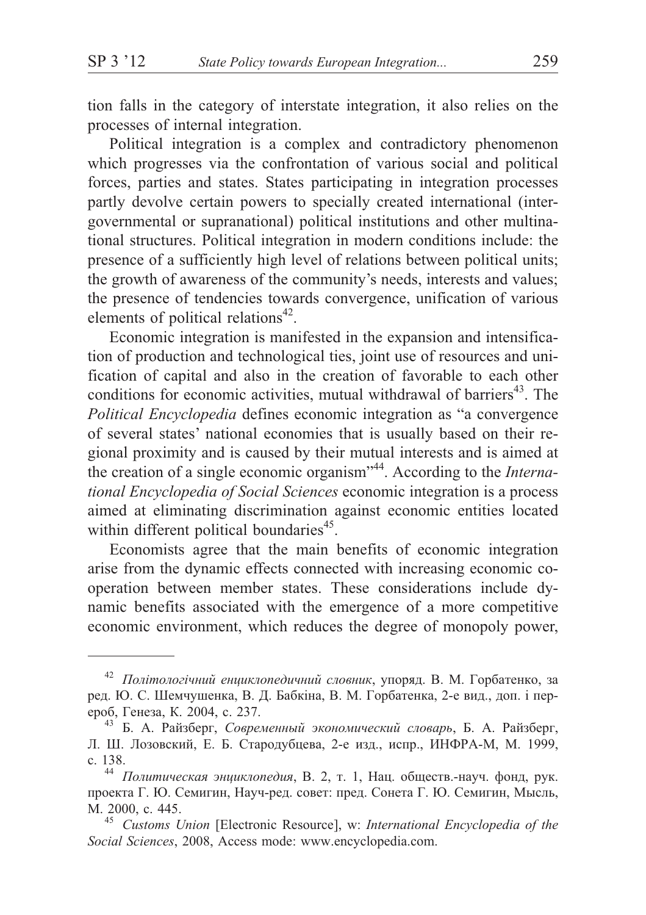tion falls in the category of interstate integration, it also relies on the processes of internal integration.

Political integration is a complex and contradictory phenomenon which progresses via the confrontation of various social and political forces, parties and states. States participating in integration processes partly devolve certain powers to specially created international (intergovernmental or supranational) political institutions and other multinational structures. Political integration in modern conditions include: the presence of a sufficiently high level of relations between political units; the growth of awareness of the community's needs, interests and values; the presence of tendencies towards convergence, unification of various elements of political relations[42].

Economic integration is manifested in the expansion and intensification of production and technological ties, joint use of resources and unification of capital and also in the creation of favorable to each other conditions for economic activities, mutual withdrawal of barriers[43]. The *Political Encyclopedia* defines economic integration as "a convergence of several states' national economies that is usually based on their regional proximity and is caused by their mutual interests and is aimed at the creation of a single economic organism"[44]. According to the *International Encyclopedia of Social Sciences* economic integration is a process aimed at eliminating discrimination against economic entities located within different political boundaries[45].

Economists agree that the main benefits of economic integration arise from the dynamic effects connected with increasing economic cooperation between member states. These considerations include dynamic benefits associated with the emergence of a more competitive economic environment, which reduces the degree of monopoly power,

---

[42] *Політологічний енциклопедичний словник*, упоряд. В. М. Горбатенко, за ред. Ю. С. Шемчушенка, В. Д. Бабкіна, В. М. Горбатенка, 2-е вид., доп. і перероб, Генеза, К. 2004, с. 237.

[43] Б. А. Райзберг, *Современный экономический словарь*, Б. А. Райзберг, Л. Ш. Лозовский, Е. Б. Стародубцева, 2-е изд., испр., ИНФРА-М, М. 1999, с. 138.

[44] *Политическая энциклопедия*, В. 2, т. 1, Нац. обществ.-науч. фонд, рук. проекта Г. Ю. Семигин, Науч-ред. совет: пред. Сонета Г. Ю. Семигин, Мысль, М. 2000, с. 445.

[45] *Customs Union* [Electronic Resource], w: *International Encyclopedia of the Social Sciences*, 2008, Access mode: www.encyclopedia.com.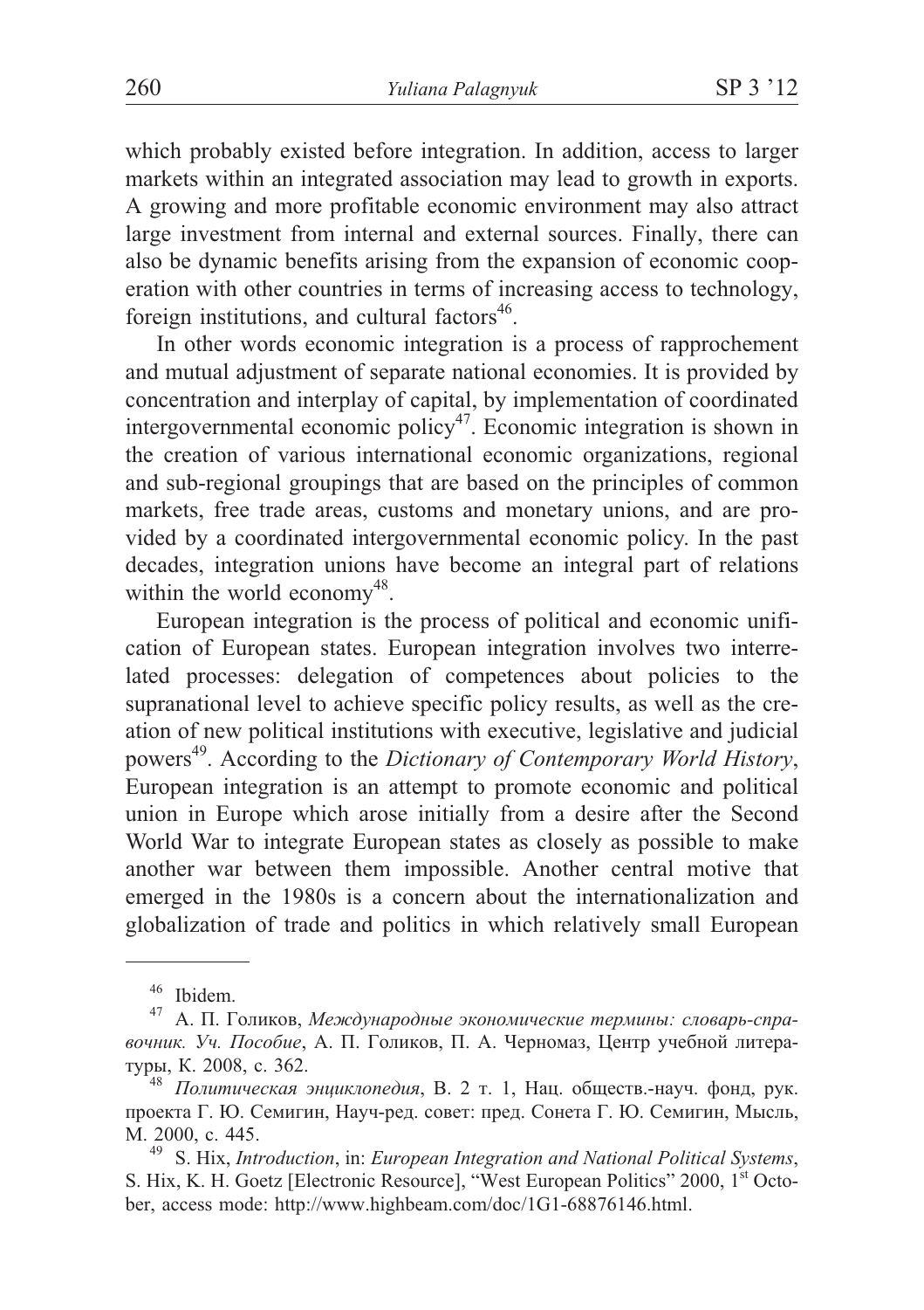which probably existed before integration. In addition, access to larger markets within an integrated association may lead to growth in exports. A growing and more profitable economic environment may also attract large investment from internal and external sources. Finally, there can also be dynamic benefits arising from the expansion of economic cooperation with other countries in terms of increasing access to technology, foreign institutions, and cultural factors[46].

In other words economic integration is a process of rapprochement and mutual adjustment of separate national economies. It is provided by concentration and interplay of capital, by implementation of coordinated intergovernmental economic policy[47]. Economic integration is shown in the creation of various international economic organizations, regional and sub-regional groupings that are based on the principles of common markets, free trade areas, customs and monetary unions, and are provided by a coordinated intergovernmental economic policy. In the past decades, integration unions have become an integral part of relations within the world economy[48].

European integration is the process of political and economic unification of European states. European integration involves two interrelated processes: delegation of competences about policies to the supranational level to achieve specific policy results, as well as the creation of new political institutions with executive, legislative and judicial powers[49]. According to the *Dictionary of Contemporary World History*, European integration is an attempt to promote economic and political union in Europe which arose initially from a desire after the Second World War to integrate European states as closely as possible to make another war between them impossible. Another central motive that emerged in the 1980s is a concern about the internationalization and globalization of trade and politics in which relatively small European

---

[46] Ibidem.

[47] А. П. Голиков, *Международные экономические термины: словарь-справочник. Уч. Пособие*, А. П. Голиков, П. А. Черномаз, Центр учебной литературы, К. 2008, с. 362.

[48] *Политическая энциклопедия*, В. 2 т. 1, Нац. обществ.-науч. фонд, рук. проекта Г. Ю. Семигин, Науч-ред. совет: пред. Сонета Г. Ю. Семигин, Мысль, М. 2000, с. 445.

[49] S. Hix, *Introduction*, in: *European Integration and National Political Systems*, S. Hix, K. H. Goetz [Electronic Resource], "West European Politics" 2000, 1st October, access mode: http://www.highbeam.com/doc/1G1-68876146.html.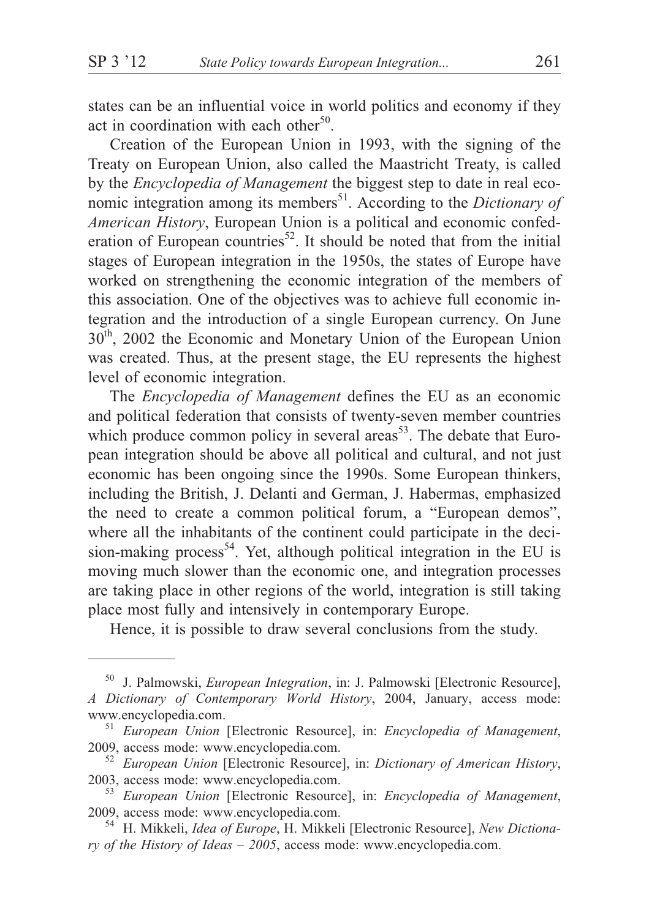states can be an influential voice in world politics and economy if they act in coordination with each other[50].

Creation of the European Union in 1993, with the signing of the Treaty on European Union, also called the Maastricht Treaty, is called by the *Encyclopedia of Management* the biggest step to date in real economic integration among its members[51]. According to the *Dictionary of American History*, European Union is a political and economic confederation of European countries[52]. It should be noted that from the initial stages of European integration in the 1950s, the states of Europe have worked on strengthening the economic integration of the members of this association. One of the objectives was to achieve full economic integration and the introduction of a single European currency. On June 30th, 2002 the Economic and Monetary Union of the European Union was created. Thus, at the present stage, the EU represents the highest level of economic integration.

The *Encyclopedia of Management* defines the EU as an economic and political federation that consists of twenty-seven member countries which produce common policy in several areas[53]. The debate that European integration should be above all political and cultural, and not just economic has been ongoing since the 1990s. Some European thinkers, including the British, J. Delanti and German, J. Habermas, emphasized the need to create a common political forum, a "European demos", where all the inhabitants of the continent could participate in the decision-making process[54]. Yet, although political integration in the EU is moving much slower than the economic one, and integration processes are taking place in other regions of the world, integration is still taking place most fully and intensively in contemporary Europe.

Hence, it is possible to draw several conclusions from the study.

---

[50] J. Palmowski, *European Integration*, in: J. Palmowski [Electronic Resource], *A Dictionary of Contemporary World History*, 2004, January, access mode: www.encyclopedia.com.

[51] *European Union* [Electronic Resource], in: *Encyclopedia of Management*, 2009, access mode: www.encyclopedia.com.

[52] *European Union* [Electronic Resource], in: *Dictionary of American History*, 2003, access mode: www.encyclopedia.com.

[53] *European Union* [Electronic Resource], in: *Encyclopedia of Management*, 2009, access mode: www.encyclopedia.com.

[54] H. Mikkeli, *Idea of Europe*, H. Mikkeli [Electronic Resource], *New Dictionary of the History of Ideas – 2005*, access mode: www.encyclopedia.com.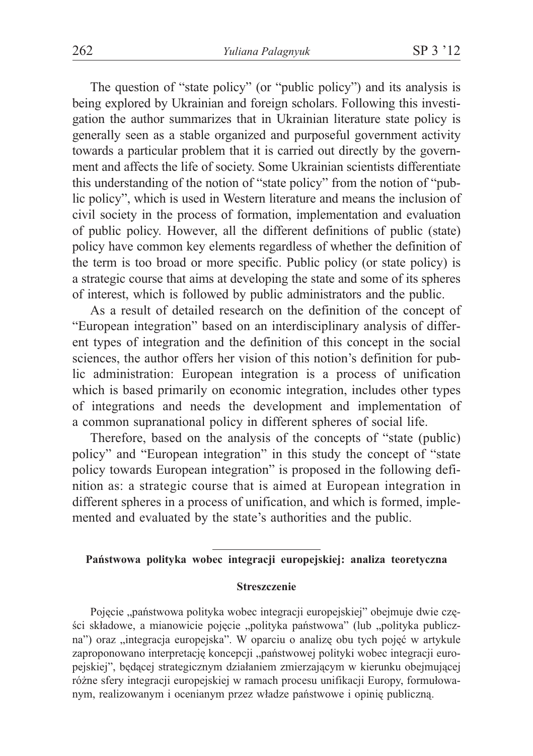The question of "state policy" (or "public policy") and its analysis is being explored by Ukrainian and foreign scholars. Following this investigation the author summarizes that in Ukrainian literature state policy is generally seen as a stable organized and purposeful government activity towards a particular problem that it is carried out directly by the government and affects the life of society. Some Ukrainian scientists differentiate this understanding of the notion of "state policy" from the notion of "public policy", which is used in Western literature and means the inclusion of civil society in the process of formation, implementation and evaluation of public policy. However, all the different definitions of public (state) policy have common key elements regardless of whether the definition of the term is too broad or more specific. Public policy (or state policy) is a strategic course that aims at developing the state and some of its spheres of interest, which is followed by public administrators and the public.

As a result of detailed research on the definition of the concept of "European integration" based on an interdisciplinary analysis of different types of integration and the definition of this concept in the social sciences, the author offers her vision of this notion's definition for public administration: European integration is a process of unification which is based primarily on economic integration, includes other types of integrations and needs the development and implementation of a common supranational policy in different spheres of social life.

Therefore, based on the analysis of the concepts of "state (public) policy" and "European integration" in this study the concept of "state policy towards European integration" is proposed in the following definition as: a strategic course that is aimed at European integration in different spheres in a process of unification, and which is formed, implemented and evaluated by the state's authorities and the public.

---

**Państwowa polityka wobec integracji europejskiej: analiza teoretyczna**

**Streszczenie**

Pojęcie „państwowa polityka wobec integracji europejskiej" obejmuje dwie części składowe, a mianowicie pojęcie „polityka państwowa" (lub „polityka publiczna") oraz „integracja europejska". W oparciu o analizę obu tych pojęć w artykule zaproponowano interpretację koncepcji „państwowej polityki wobec integracji europejskiej", będącej strategicznym działaniem zmierzającym w kierunku obejmującej różne sfery integracji europejskiej w ramach procesu unifikacji Europy, formułowanym, realizowanym i ocenianym przez władze państwowe i opinię publiczną.